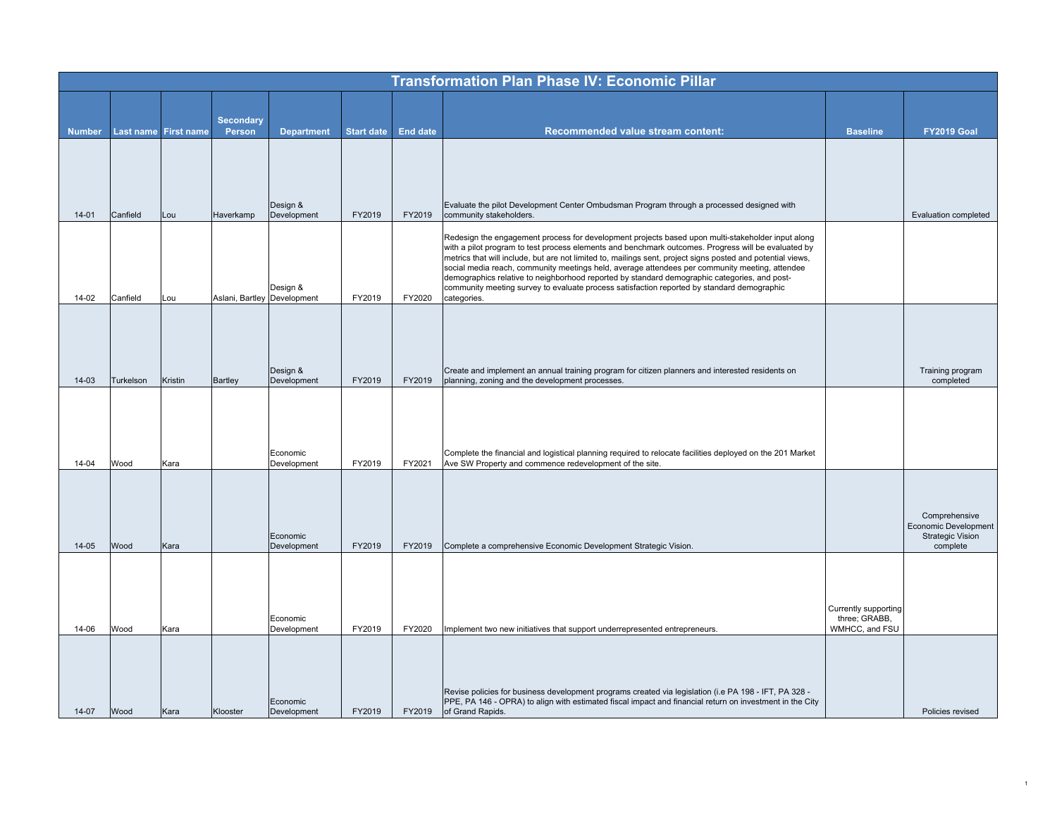# Transformation Plan Phase IV: Economic Pillar

| Number | Last name | First name | Secondary Person | Department | Start date | End date | Recommended value stream content: | Baseline | FY2019 Goal |
|---|---|---|---|---|---|---|---|---|---|
| 14-01 | Canfield | Lou | Haverkamp | Design & Development | FY2019 | FY2019 | Evaluate the pilot Development Center Ombudsman Program through a processed designed with community stakeholders. | | Evaluation completed |
| 14-02 | Canfield | Lou | Aslani, Bartley | Design & Development | FY2019 | FY2020 | Redesign the engagement process for development projects based upon multi-stakeholder input along with a pilot program to test process elements and benchmark outcomes. Progress will be evaluated by metrics that will include, but are not limited to, mailings sent, project signs posted and potential views, social media reach, community meetings held, average attendees per community meeting, attendee demographics relative to neighborhood reported by standard demographic categories, and post-community meeting survey to evaluate process satisfaction reported by standard demographic categories. | | |
| 14-03 | Turkelson | Kristin | Bartley | Design & Development | FY2019 | FY2019 | Create and implement an annual training program for citizen planners and interested residents on planning, zoning and the development processes. | | Training program completed |
| 14-04 | Wood | Kara | | Economic Development | FY2019 | FY2021 | Complete the financial and logistical planning required to relocate facilities deployed on the 201 Market Ave SW Property and commence redevelopment of the site. | | |
| 14-05 | Wood | Kara | | Economic Development | FY2019 | FY2019 | Complete a comprehensive Economic Development Strategic Vision. | | Comprehensive Economic Development Strategic Vision complete |
| 14-06 | Wood | Kara | | Economic Development | FY2019 | FY2020 | Implement two new initiatives that support underrepresented entrepreneurs. | Currently supporting three; GRABB, WMHCC, and FSU | |
| 14-07 | Wood | Kara | Klooster | Economic Development | FY2019 | FY2019 | Revise policies for business development programs created via legislation (i.e PA 198 - IFT, PA 328 - PPE, PA 146 - OPRA) to align with estimated fiscal impact and financial return on investment in the City of Grand Rapids. | | Policies revised |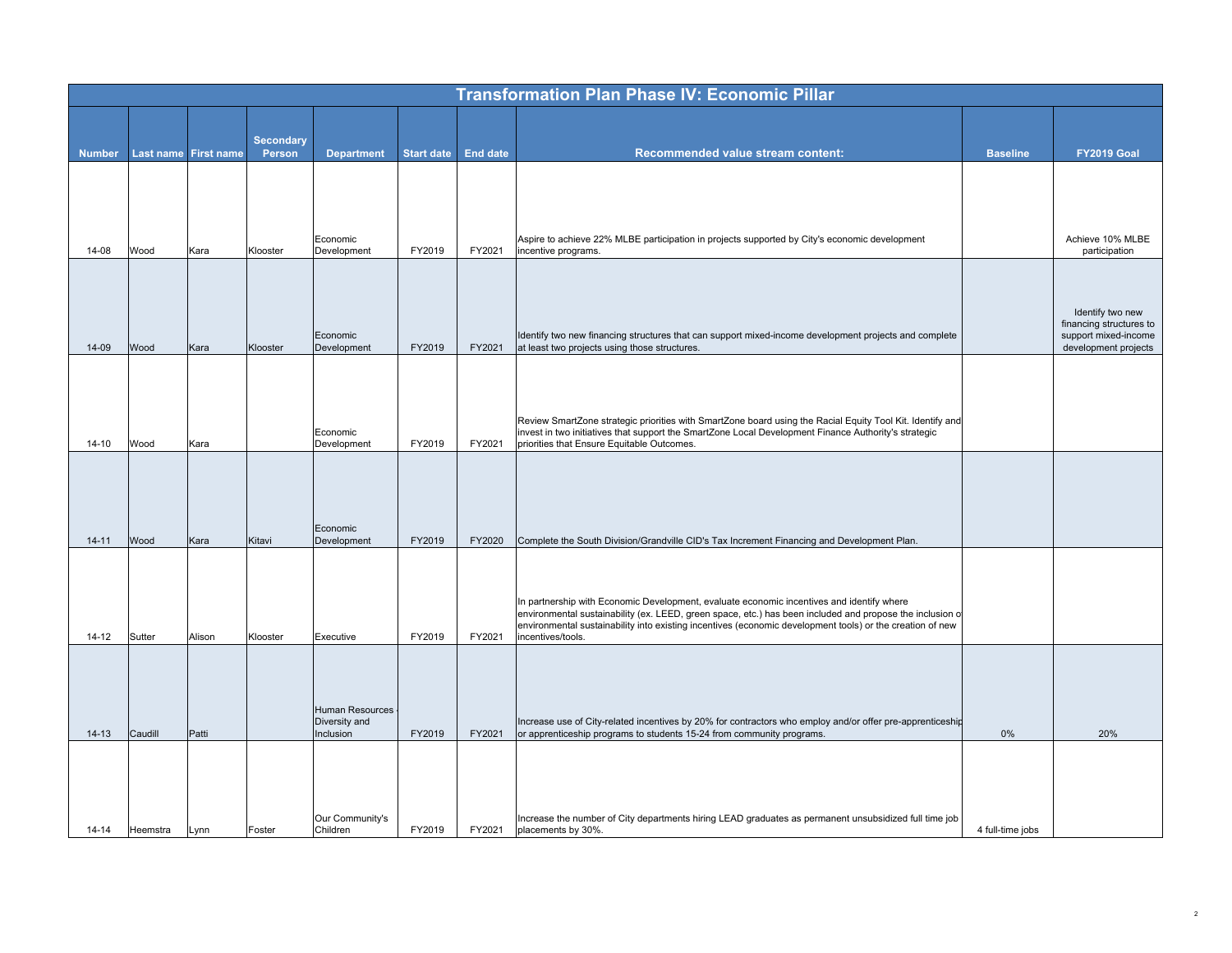# Transformation Plan Phase IV: Economic Pillar

| Number | Last name | First name | Secondary Person | Department | Start date | End date | Recommended value stream content: | Baseline | FY2019 Goal |
|---|---|---|---|---|---|---|---|---|---|
| 14-08 | Wood | Kara | Klooster | Economic Development | FY2019 | FY2021 | Aspire to achieve 22% MLBE participation in projects supported by City's economic development incentive programs. | | Achieve 10% MLBE participation |
| 14-09 | Wood | Kara | Klooster | Economic Development | FY2019 | FY2021 | Identify two new financing structures that can support mixed-income development projects and complete at least two projects using those structures. | | Identify two new financing structures to support mixed-income development projects |
| 14-10 | Wood | Kara | | Economic Development | FY2019 | FY2021 | Review SmartZone strategic priorities with SmartZone board using the Racial Equity Tool Kit. Identify and invest in two initiatives that support the SmartZone Local Development Finance Authority's strategic priorities that Ensure Equitable Outcomes. | | |
| 14-11 | Wood | Kara | Kitavi | Economic Development | FY2019 | FY2020 | Complete the South Division/Grandville CID's Tax Increment Financing and Development Plan. | | |
| 14-12 | Sutter | Alison | Klooster | Executive | FY2019 | FY2021 | In partnership with Economic Development, evaluate economic incentives and identify where environmental sustainability (ex. LEED, green space, etc.) has been included and propose the inclusion of environmental sustainability into existing incentives (economic development tools) or the creation of new incentives/tools. | | |
| 14-13 | Caudill | Patti | | Human Resources - Diversity and Inclusion | FY2019 | FY2021 | Increase use of City-related incentives by 20% for contractors who employ and/or offer pre-apprenticeship or apprenticeship programs to students 15-24 from community programs. | 0% | 20% |
| 14-14 | Heemstra | Lynn | Foster | Our Community's Children | FY2019 | FY2021 | Increase the number of City departments hiring LEAD graduates as permanent unsubsidized full time job placements by 30%. | 4 full-time jobs | |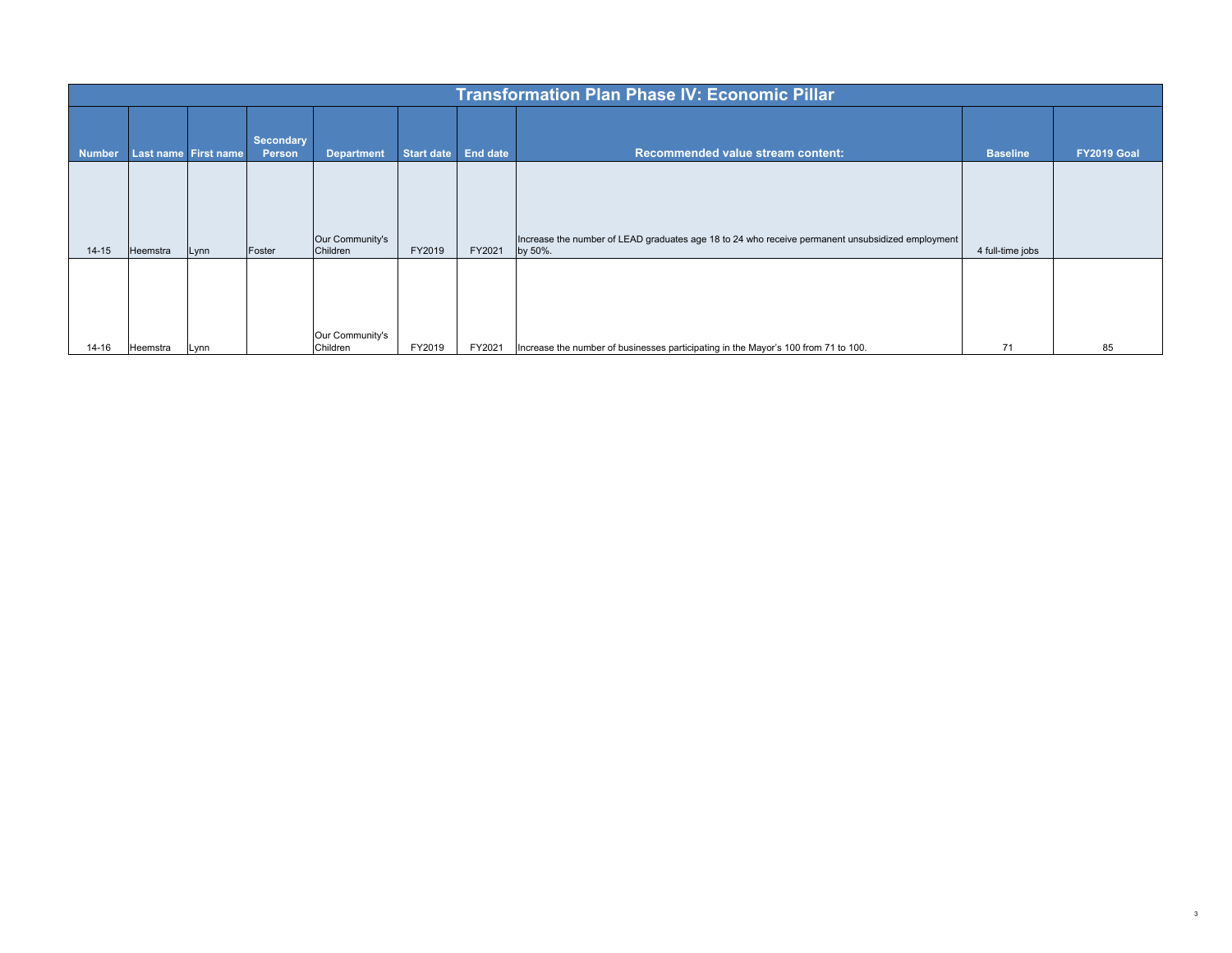| Transformation Plan Phase IV: Economic Pillar | | | | | | | | | |
|---|---|---|---|---|---|---|---|---|---|
| Number | Last name | First name | Secondary Person | Department | Start date | End date | Recommended value stream content: | Baseline | FY2019 Goal |
| 14-15 | Heemstra | Lynn | Foster | Our Community's Children | FY2019 | FY2021 | Increase the number of LEAD graduates age 18 to 24 who receive permanent unsubsidized employment by 50%. | 4 full-time jobs | |
| 14-16 | Heemstra | Lynn | | Our Community's Children | FY2019 | FY2021 | Increase the number of businesses participating in the Mayor's 100 from 71 to 100. | 71 | 85 |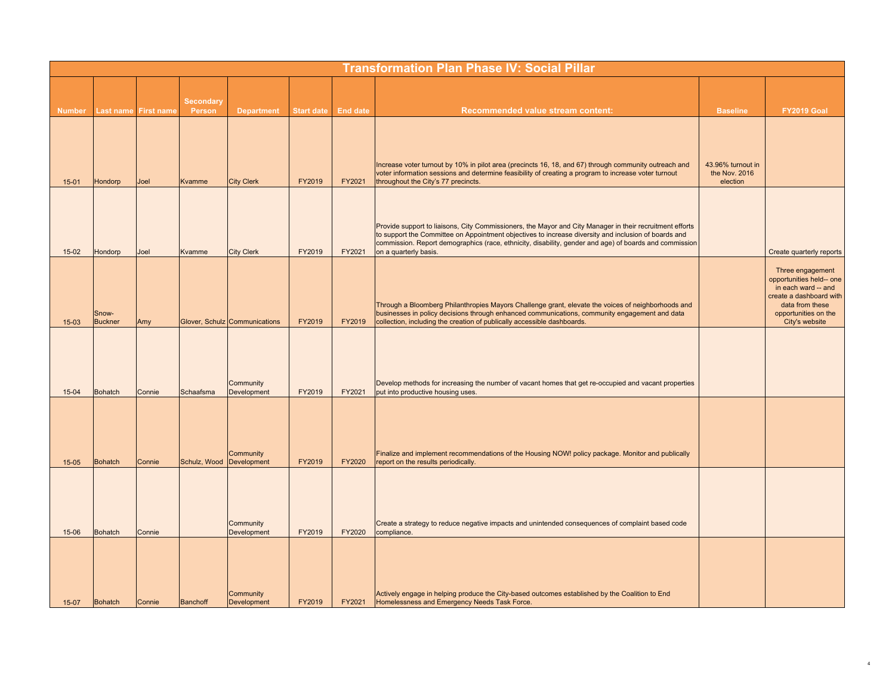# Transformation Plan Phase IV: Social Pillar

| Number | Last name | First name | Secondary Person | Department | Start date | End date | Recommended value stream content: | Baseline | FY2019 Goal |
|---|---|---|---|---|---|---|---|---|---|
| 15-01 | Hondorp | Joel | Kvamme | City Clerk | FY2019 | FY2021 | Increase voter turnout by 10% in pilot area (precincts 16, 18, and 67) through community outreach and voter information sessions and determine feasibility of creating a program to increase voter turnout throughout the City's 77 precincts. | 43.96% turnout in the Nov. 2016 election | |
| 15-02 | Hondorp | Joel | Kvamme | City Clerk | FY2019 | FY2021 | Provide support to liaisons, City Commissioners, the Mayor and City Manager in their recruitment efforts to support the Committee on Appointment objectives to increase diversity and inclusion of boards and commission. Report demographics (race, ethnicity, disability, gender and age) of boards and commission on a quarterly basis. | | Create quarterly reports |
| 15-03 | Snow-Buckner | Amy | Glover, Schulz | Communications | FY2019 | FY2019 | Through a Bloomberg Philanthropies Mayors Challenge grant, elevate the voices of neighborhoods and businesses in policy decisions through enhanced communications, community engagement and data collection, including the creation of publically accessible dashboards. | | Three engagement opportunities held-- one in each ward -- and create a dashboard with data from these opportunities on the City's website |
| 15-04 | Bohatch | Connie | Schaafsma | Community Development | FY2019 | FY2021 | Develop methods for increasing the number of vacant homes that get re-occupied and vacant properties put into productive housing uses. | | |
| 15-05 | Bohatch | Connie | Schulz, Wood | Community Development | FY2019 | FY2020 | Finalize and implement recommendations of the Housing NOW! policy package. Monitor and publically report on the results periodically. | | |
| 15-06 | Bohatch | Connie | | Community Development | FY2019 | FY2020 | Create a strategy to reduce negative impacts and unintended consequences of complaint based code compliance. | | |
| 15-07 | Bohatch | Connie | Banchoff | Community Development | FY2019 | FY2021 | Actively engage in helping produce the City-based outcomes established by the Coalition to End Homelessness and Emergency Needs Task Force. | | |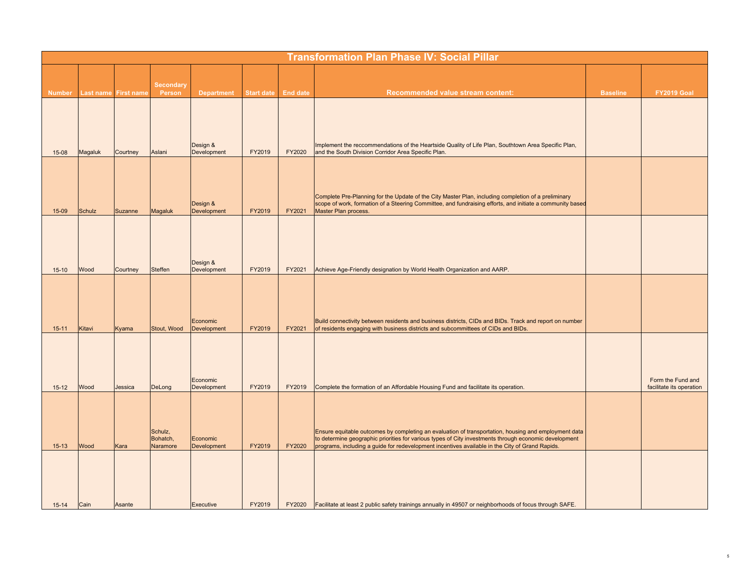# Transformation Plan Phase IV: Social Pillar

| Number | Last name | First name | Secondary Person | Department | Start date | End date | Recommended value stream content: | Baseline | FY2019 Goal |
|---|---|---|---|---|---|---|---|---|---|
| 15-08 | Magaluk | Courtney | Aslani | Design & Development | FY2019 | FY2020 | Implement the reccommendations of the Heartside Quality of Life Plan, Southtown Area Specific Plan, and the South Division Corridor Area Specific Plan. | | |
| 15-09 | Schulz | Suzanne | Magaluk | Design & Development | FY2019 | FY2021 | Complete Pre-Planning for the Update of the City Master Plan, including completion of a preliminary scope of work, formation of a Steering Committee, and fundraising efforts, and initiate a community based Master Plan process. | | |
| 15-10 | Wood | Courtney | Steffen | Design & Development | FY2019 | FY2021 | Achieve Age-Friendly designation by World Health Organization and AARP. | | |
| 15-11 | Kitavi | Kyama | Stout, Wood | Economic Development | FY2019 | FY2021 | Build connectivity between residents and business districts, CIDs and BIDs. Track and report on number of residents engaging with business districts and subcommittees of CIDs and BIDs. | | |
| 15-12 | Wood | Jessica | DeLong | Economic Development | FY2019 | FY2019 | Complete the formation of an Affordable Housing Fund and facilitate its operation. | | Form the Fund and facilitate its operation |
| 15-13 | Wood | Kara | Schulz, Bohatch, Naramore | Economic Development | FY2019 | FY2020 | Ensure equitable outcomes by completing an evaluation of transportation, housing and employment data to determine geographic priorities for various types of City investments through economic development programs, including a guide for redevelopment incentives available in the City of Grand Rapids. | | |
| 15-14 | Cain | Asante | | Executive | FY2019 | FY2020 | Facilitate at least 2 public safety trainings annually in 49507 or neighborhoods of focus through SAFE. | | |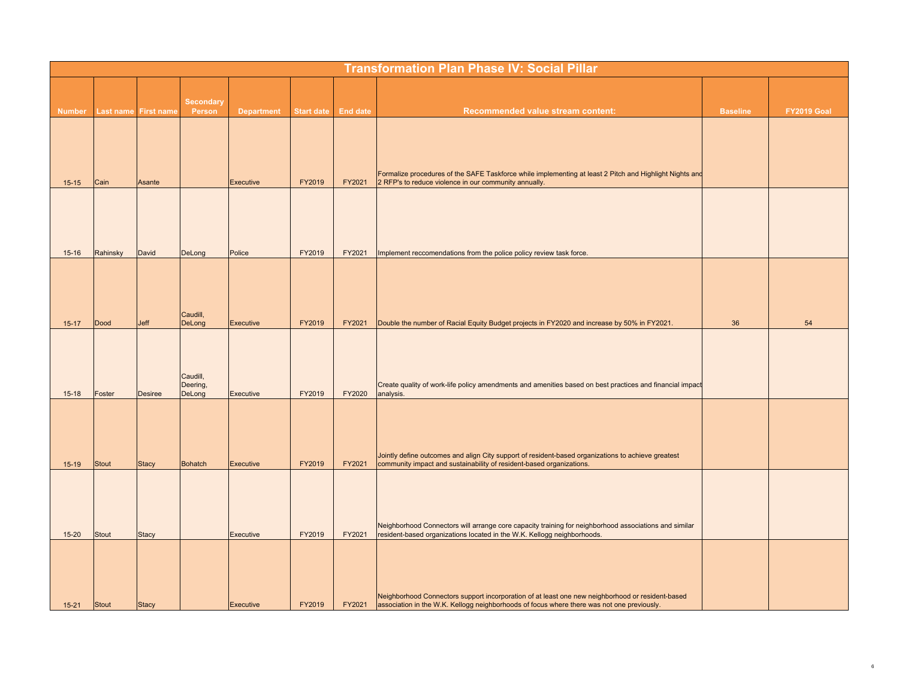| Transformation Plan Phase IV: Social Pillar | | | | | | | | | |
|---|---|---|---|---|---|---|---|---|---|
| Number | Last name | First name | Secondary Person | Department | Start date | End date | Recommended value stream content: | Baseline | FY2019 Goal |
| 15-15 | Cain | Asante | | Executive | FY2019 | FY2021 | Formalize procedures of the SAFE Taskforce while implementing at least 2 Pitch and Highlight Nights and 2 RFP's to reduce violence in our community annually. | | |
| 15-16 | Rahinsky | David | DeLong | Police | FY2019 | FY2021 | Implement reccomendations from the police policy review task force. | | |
| 15-17 | Dood | Jeff | Caudill, DeLong | Executive | FY2019 | FY2021 | Double the number of Racial Equity Budget projects in FY2020 and increase by 50% in FY2021. | 36 | 54 |
| 15-18 | Foster | Desiree | Caudill, Deering, DeLong | Executive | FY2019 | FY2020 | Create quality of work-life policy amendments and amenities based on best practices and financial impact analysis. | | |
| 15-19 | Stout | Stacy | Bohatch | Executive | FY2019 | FY2021 | Jointly define outcomes and align City support of resident-based organizations to achieve greatest community impact and sustainability of resident-based organizations. | | |
| 15-20 | Stout | Stacy | | Executive | FY2019 | FY2021 | Neighborhood Connectors will arrange core capacity training for neighborhood associations and similar resident-based organizations located in the W.K. Kellogg neighborhoods. | | |
| 15-21 | Stout | Stacy | | Executive | FY2019 | FY2021 | Neighborhood Connectors support incorporation of at least one new neighborhood or resident-based association in the W.K. Kellogg neighborhoods of focus where there was not one previously. | | |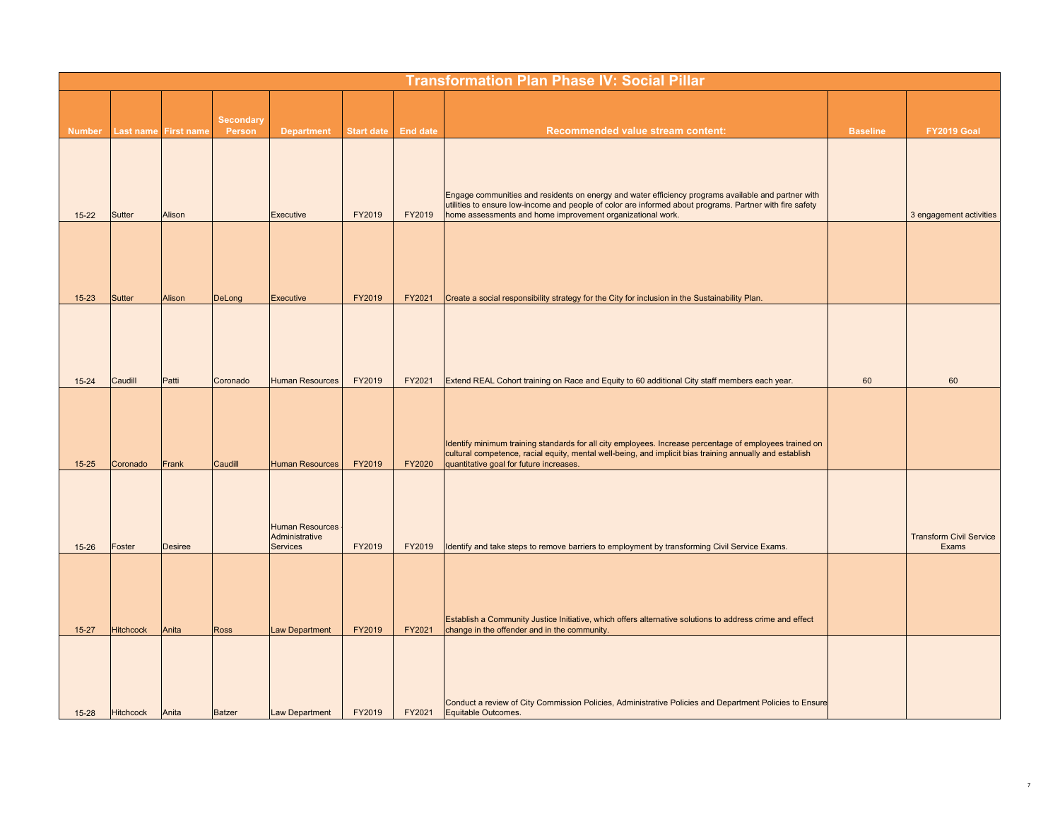# Transformation Plan Phase IV: Social Pillar

| Number | Last name | First name | Secondary Person | Department | Start date | End date | Recommended value stream content: | Baseline | FY2019 Goal |
|---|---|---|---|---|---|---|---|---|---|
| 15-22 | Sutter | Alison | | Executive | FY2019 | FY2019 | Engage communities and residents on energy and water efficiency programs available and partner with utilities to ensure low-income and people of color are informed about programs. Partner with fire safety home assessments and home improvement organizational work. | | 3 engagement activities |
| 15-23 | Sutter | Alison | DeLong | Executive | FY2019 | FY2021 | Create a social responsibility strategy for the City for inclusion in the Sustainability Plan. | | |
| 15-24 | Caudill | Patti | Coronado | Human Resources | FY2019 | FY2021 | Extend REAL Cohort training on Race and Equity to 60 additional City staff members each year. | 60 | 60 |
| 15-25 | Coronado | Frank | Caudill | Human Resources | FY2019 | FY2020 | Identify minimum training standards for all city employees. Increase percentage of employees trained on cultural competence, racial equity, mental well-being, and implicit bias training annually and establish quantitative goal for future increases. | | |
| 15-26 | Foster | Desiree | | Human Resources - Administrative Services | FY2019 | FY2019 | Identify and take steps to remove barriers to employment by transforming Civil Service Exams. | | Transform Civil Service Exams |
| 15-27 | Hitchcock | Anita | Ross | Law Department | FY2019 | FY2021 | Establish a Community Justice Initiative, which offers alternative solutions to address crime and effect change in the offender and in the community. | | |
| 15-28 | Hitchcock | Anita | Batzer | Law Department | FY2019 | FY2021 | Conduct a review of City Commission Policies, Administrative Policies and Department Policies to Ensure Equitable Outcomes. | | |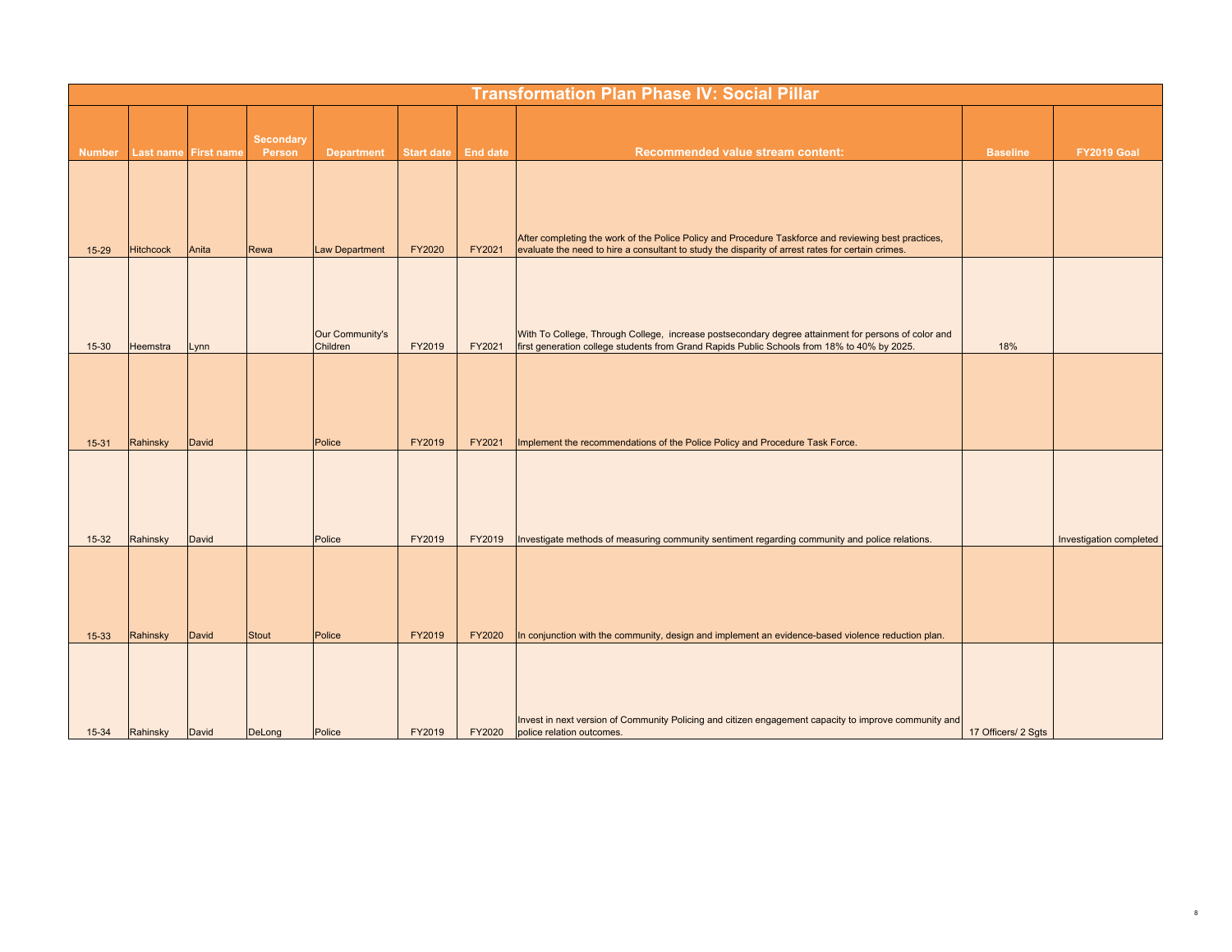# Transformation Plan Phase IV: Social Pillar

| Number | Last name | First name | Secondary Person | Department | Start date | End date | Recommended value stream content: | Baseline | FY2019 Goal |
|---|---|---|---|---|---|---|---|---|---|
| 15-29 | Hitchcock | Anita | Rewa | Law Department | FY2020 | FY2021 | After completing the work of the Police Policy and Procedure Taskforce and reviewing best practices, evaluate the need to hire a consultant to study the disparity of arrest rates for certain crimes. | | |
| 15-30 | Heemstra | Lynn | | Our Community's Children | FY2019 | FY2021 | With To College, Through College, increase postsecondary degree attainment for persons of color and first generation college students from Grand Rapids Public Schools from 18% to 40% by 2025. | 18% | |
| 15-31 | Rahinsky | David | | Police | FY2019 | FY2021 | Implement the recommendations of the Police Policy and Procedure Task Force. | | |
| 15-32 | Rahinsky | David | | Police | FY2019 | FY2019 | Investigate methods of measuring community sentiment regarding community and police relations. | | Investigation completed |
| 15-33 | Rahinsky | David | Stout | Police | FY2019 | FY2020 | In conjunction with the community, design and implement an evidence-based violence reduction plan. | | |
| 15-34 | Rahinsky | David | DeLong | Police | FY2019 | FY2020 | Invest in next version of Community Policing and citizen engagement capacity to improve community and police relation outcomes. | 17 Officers/ 2 Sgts | |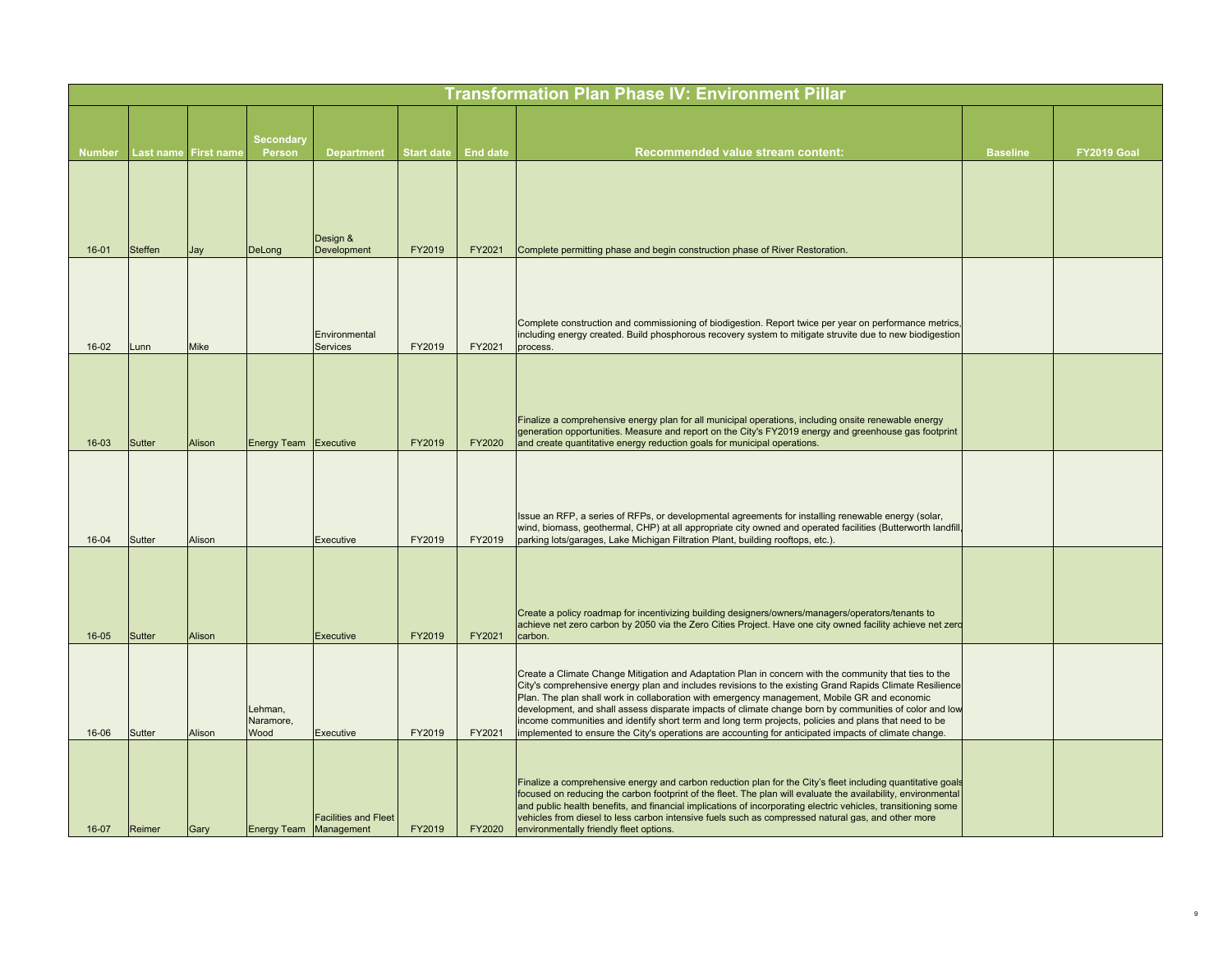# Transformation Plan Phase IV: Environment Pillar

| Number | Last name | First name | Secondary Person | Department | Start date | End date | Recommended value stream content: | Baseline | FY2019 Goal |
|---|---|---|---|---|---|---|---|---|---|
| 16-01 | Steffen | Jay | DeLong | Design & Development | FY2019 | FY2021 | Complete permitting phase and begin construction phase of River Restoration. | | |
| 16-02 | Lunn | Mike | | Environmental Services | FY2019 | FY2021 | Complete construction and commissioning of biodigestion. Report twice per year on performance metrics, including energy created. Build phosphorous recovery system to mitigate struvite due to new biodigestion process. | | |
| 16-03 | Sutter | Alison | Energy Team | Executive | FY2019 | FY2020 | Finalize a comprehensive energy plan for all municipal operations, including onsite renewable energy generation opportunities. Measure and report on the City's FY2019 energy and greenhouse gas footprint and create quantitative energy reduction goals for municipal operations. | | |
| 16-04 | Sutter | Alison | | Executive | FY2019 | FY2019 | Issue an RFP, a series of RFPs, or developmental agreements for installing renewable energy (solar, wind, biomass, geothermal, CHP) at all appropriate city owned and operated facilities (Butterworth landfill, parking lots/garages, Lake Michigan Filtration Plant, building rooftops, etc.). | | |
| 16-05 | Sutter | Alison | | Executive | FY2019 | FY2021 | Create a policy roadmap for incentivizing building designers/owners/managers/operators/tenants to achieve net zero carbon by 2050 via the Zero Cities Project. Have one city owned facility achieve net zero carbon. | | |
| 16-06 | Sutter | Alison | Lehman, Naramore, Wood | Executive | FY2019 | FY2021 | Create a Climate Change Mitigation and Adaptation Plan in concern with the community that ties to the City's comprehensive energy plan and includes revisions to the existing Grand Rapids Climate Resilience Plan. The plan shall work in collaboration with emergency management, Mobile GR and economic development, and shall assess disparate impacts of climate change born by communities of color and low income communities and identify short term and long term projects, policies and plans that need to be implemented to ensure the City's operations are accounting for anticipated impacts of climate change. | | |
| 16-07 | Reimer | Gary | Energy Team | Facilities and Fleet Management | FY2019 | FY2020 | Finalize a comprehensive energy and carbon reduction plan for the City's fleet including quantitative goals focused on reducing the carbon footprint of the fleet. The plan will evaluate the availability, environmental and public health benefits, and financial implications of incorporating electric vehicles, transitioning some vehicles from diesel to less carbon intensive fuels such as compressed natural gas, and other more environmentally friendly fleet options. | | |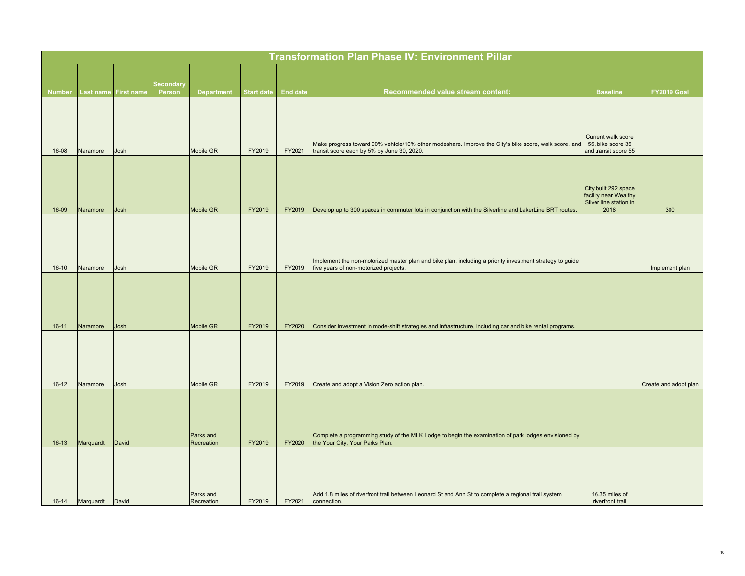# Transformation Plan Phase IV: Environment Pillar

| Number | Last name | First name | Secondary Person | Department | Start date | End date | Recommended value stream content: | Baseline | FY2019 Goal |
|---|---|---|---|---|---|---|---|---|---|
| 16-08 | Naramore | Josh | | Mobile GR | FY2019 | FY2021 | Make progress toward 90% vehicle/10% other modeshare. Improve the City's bike score, walk score, and transit score each by 5% by June 30, 2020. | Current walk score 55, bike score 35 and transit score 55 | |
| 16-09 | Naramore | Josh | | Mobile GR | FY2019 | FY2019 | Develop up to 300 spaces in commuter lots in conjunction with the Silverline and LakerLine BRT routes. | City built 292 space facility near Wealthy Silver line station in 2018 | 300 |
| 16-10 | Naramore | Josh | | Mobile GR | FY2019 | FY2019 | Implement the non-motorized master plan and bike plan, including a priority investment strategy to guide five years of non-motorized projects. | | Implement plan |
| 16-11 | Naramore | Josh | | Mobile GR | FY2019 | FY2020 | Consider investment in mode-shift strategies and infrastructure, including car and bike rental programs. | | |
| 16-12 | Naramore | Josh | | Mobile GR | FY2019 | FY2019 | Create and adopt a Vision Zero action plan. | | Create and adopt plan |
| 16-13 | Marquardt | David | | Parks and Recreation | FY2019 | FY2020 | Complete a programming study of the MLK Lodge to begin the examination of park lodges envisioned by the Your City, Your Parks Plan. | | |
| 16-14 | Marquardt | David | | Parks and Recreation | FY2019 | FY2021 | Add 1.8 miles of riverfront trail between Leonard St and Ann St to complete a regional trail system connection. | 16.35 miles of riverfront trail | |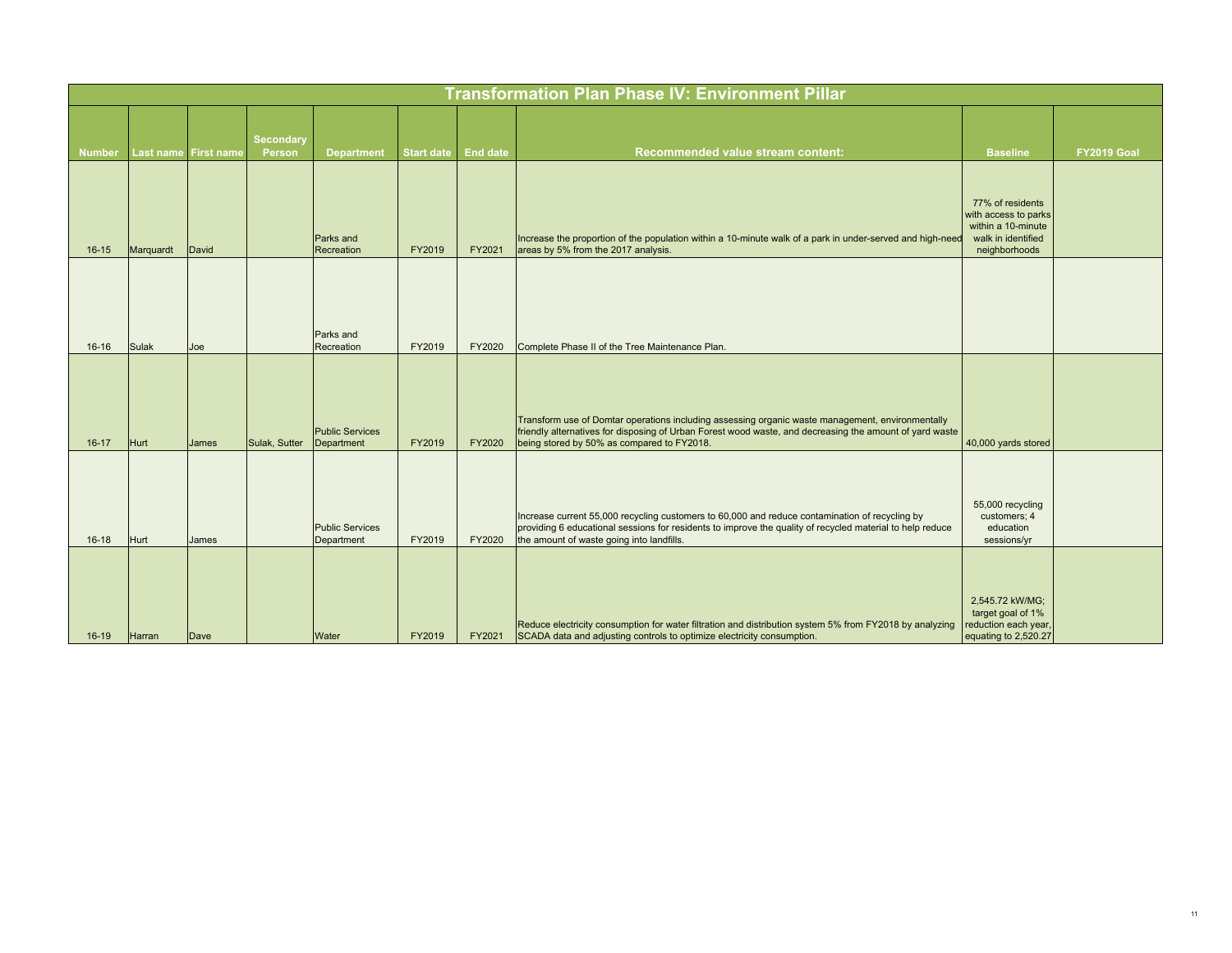# Transformation Plan Phase IV: Environment Pillar

| Number | Last name | First name | Secondary Person | Department | Start date | End date | Recommended value stream content: | Baseline | FY2019 Goal |
|---|---|---|---|---|---|---|---|---|---|
| 16-15 | Marquardt | David | | Parks and Recreation | FY2019 | FY2021 | Increase the proportion of the population within a 10-minute walk of a park in under-served and high-need areas by 5% from the 2017 analysis. | 77% of residents with access to parks within a 10-minute walk in identified neighborhoods | |
| 16-16 | Sulak | Joe | | Parks and Recreation | FY2019 | FY2020 | Complete Phase II of the Tree Maintenance Plan. | | |
| 16-17 | Hurt | James | Sulak, Sutter | Public Services Department | FY2019 | FY2020 | Transform use of Domtar operations including assessing organic waste management, environmentally friendly alternatives for disposing of Urban Forest wood waste, and decreasing the amount of yard waste being stored by 50% as compared to FY2018. | 40,000 yards stored | |
| 16-18 | Hurt | James | | Public Services Department | FY2019 | FY2020 | Increase current 55,000 recycling customers to 60,000 and reduce contamination of recycling by providing 6 educational sessions for residents to improve the quality of recycled material to help reduce the amount of waste going into landfills. | 55,000 recycling customers; 4 education sessions/yr | |
| 16-19 | Harran | Dave | | Water | FY2019 | FY2021 | Reduce electricity consumption for water filtration and distribution system 5% from FY2018 by analyzing SCADA data and adjusting controls to optimize electricity consumption. | 2,545.72 kW/MG; target goal of 1% reduction each year, equating to 2,520.27 | |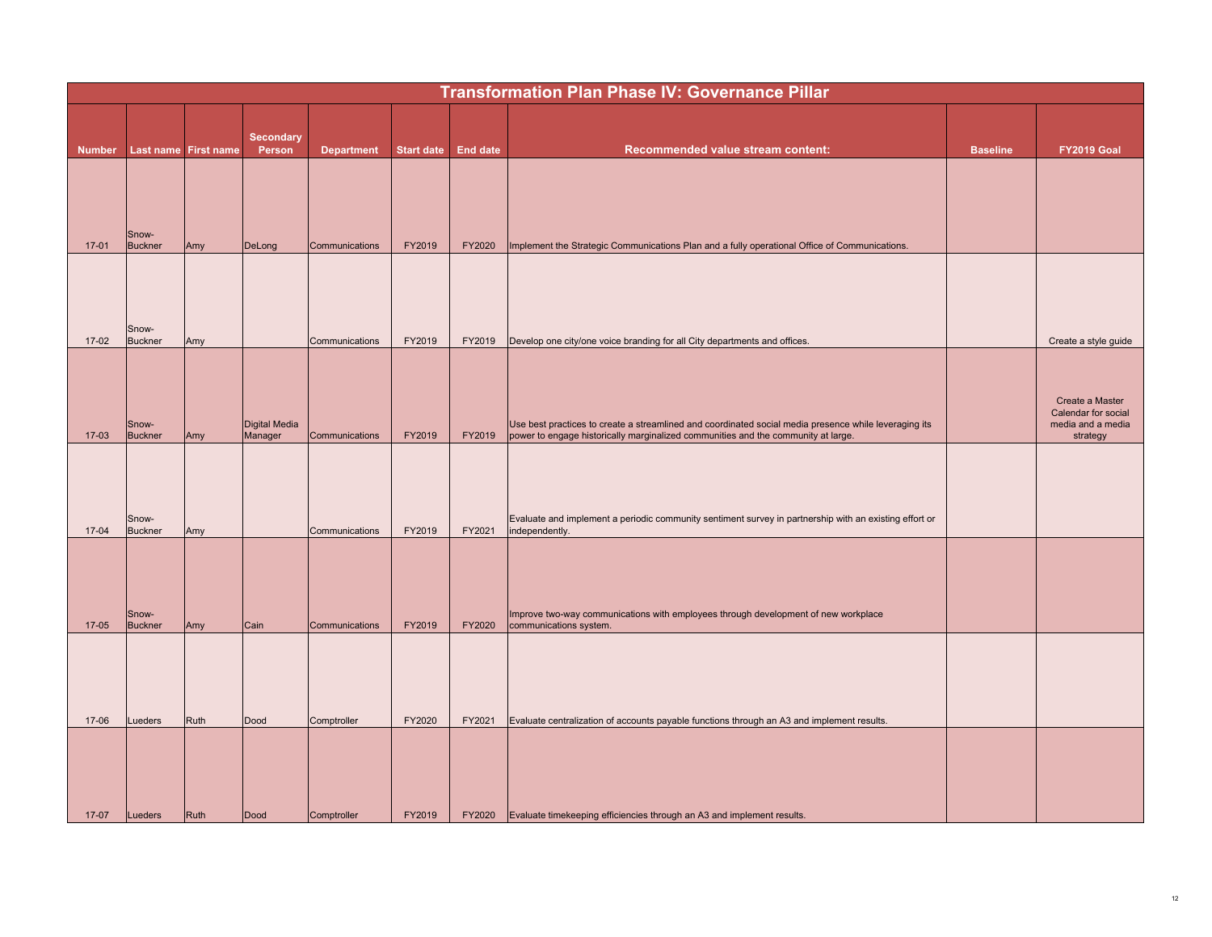# Transformation Plan Phase IV: Governance Pillar

| Number | Last name | First name | Secondary Person | Department | Start date | End date | Recommended value stream content: | Baseline | FY2019 Goal |
|---|---|---|---|---|---|---|---|---|---|
| 17-01 | Snow-Buckner | Amy | DeLong | Communications | FY2019 | FY2020 | Implement the Strategic Communications Plan and a fully operational Office of Communications. | | |
| 17-02 | Snow-Buckner | Amy | | Communications | FY2019 | FY2019 | Develop one city/one voice branding for all City departments and offices. | | Create a style guide |
| 17-03 | Snow-Buckner | Amy | Digital Media Manager | Communications | FY2019 | FY2019 | Use best practices to create a streamlined and coordinated social media presence while leveraging its power to engage historically marginalized communities and the community at large. | | Create a Master Calendar for social media and a media strategy |
| 17-04 | Snow-Buckner | Amy | | Communications | FY2019 | FY2021 | Evaluate and implement a periodic community sentiment survey in partnership with an existing effort or independently. | | |
| 17-05 | Snow-Buckner | Amy | Cain | Communications | FY2019 | FY2020 | Improve two-way communications with employees through development of new workplace communications system. | | |
| 17-06 | Lueders | Ruth | Dood | Comptroller | FY2020 | FY2021 | Evaluate centralization of accounts payable functions through an A3 and implement results. | | |
| 17-07 | Lueders | Ruth | Dood | Comptroller | FY2019 | FY2020 | Evaluate timekeeping efficiencies through an A3 and implement results. | | |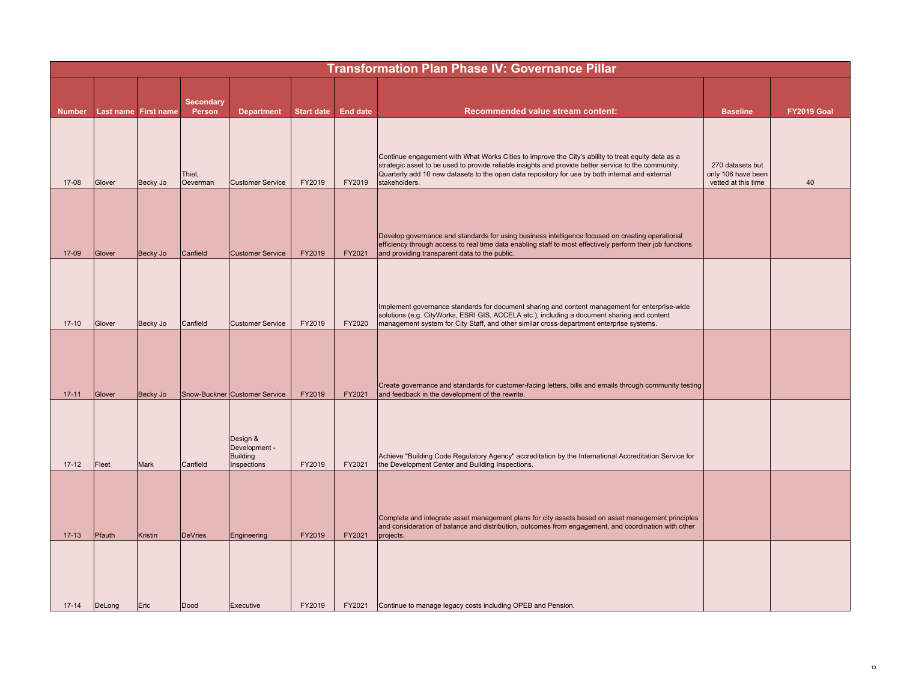# Transformation Plan Phase IV: Governance Pillar

| Number | Last name | First name | Secondary Person | Department | Start date | End date | Recommended value stream content: | Baseline | FY2019 Goal |
|---|---|---|---|---|---|---|---|---|---|
| 17-08 | Glover | Becky Jo | Thiel, Oeverman | Customer Service | FY2019 | FY2019 | Continue engagement with What Works Cities to improve the City's ability to treat equity data as a strategic asset to be used to provide reliable insights and provide better service to the community. Quarterly add 10 new datasets to the open data repository for use by both internal and external stakeholders. | 270 datasets but only 106 have been vetted at this time | 40 |
| 17-09 | Glover | Becky Jo | Canfield | Customer Service | FY2019 | FY2021 | Develop governance and standards for using business intelligence focused on creating operational efficiency through access to real time data enabling staff to most effectively perform their job functions and providing transparent data to the public. | | |
| 17-10 | Glover | Becky Jo | Canfield | Customer Service | FY2019 | FY2020 | Implement governance standards for document sharing and content management for enterprise-wide solutions (e.g. CityWorks, ESRI GIS, ACCELA etc.), including a document sharing and content management system for City Staff, and other similar cross-department enterprise systems. | | |
| 17-11 | Glover | Becky Jo | Snow-Buckner | Customer Service | FY2019 | FY2021 | Create governance and standards for customer-facing letters, bills and emails through community testing and feedback in the development of the rewrite. | | |
| 17-12 | Fleet | Mark | Canfield | Design & Development - Building Inspections | FY2019 | FY2021 | Achieve "Building Code Regulatory Agency" accreditation by the International Accreditation Service for the Development Center and Building Inspections. | | |
| 17-13 | Pfauth | Kristin | DeVries | Engineering | FY2019 | FY2021 | Complete and integrate asset management plans for city assets based on asset management principles and consideration of balance and distribution, outcomes from engagement, and coordination with other projects. | | |
| 17-14 | DeLong | Eric | Dood | Executive | FY2019 | FY2021 | Continue to manage legacy costs including OPEB and Pension. | | |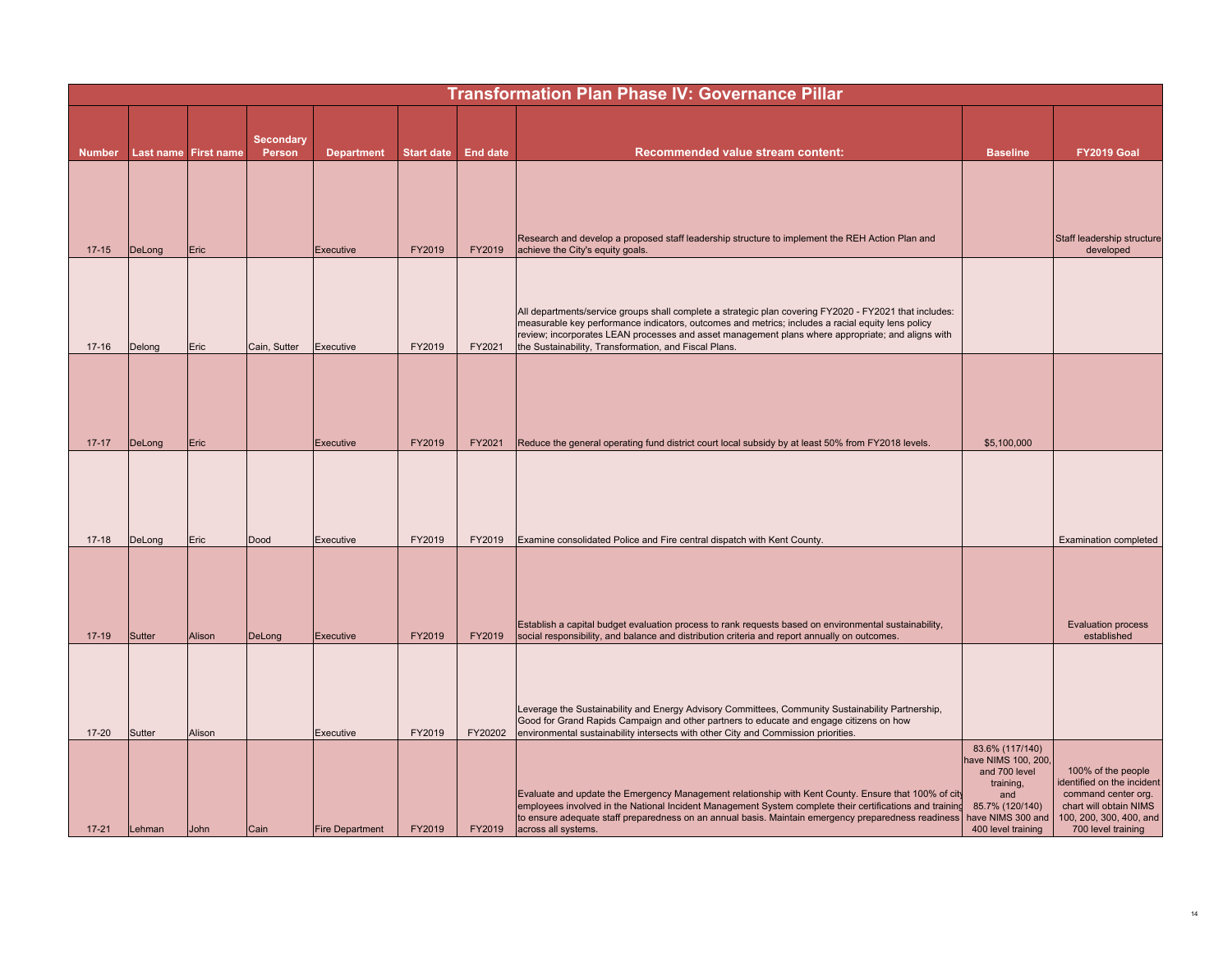# Transformation Plan Phase IV: Governance Pillar

| Number | Last name | First name | Secondary Person | Department | Start date | End date | Recommended value stream content: | Baseline | FY2019 Goal |
|---|---|---|---|---|---|---|---|---|---|
| 17-15 | DeLong | Eric | | Executive | FY2019 | FY2019 | Research and develop a proposed staff leadership structure to implement the REH Action Plan and achieve the City's equity goals. | | Staff leadership structure developed |
| 17-16 | Delong | Eric | Cain, Sutter | Executive | FY2019 | FY2021 | All departments/service groups shall complete a strategic plan covering FY2020 - FY2021 that includes: measurable key performance indicators, outcomes and metrics; includes a racial equity lens policy review; incorporates LEAN processes and asset management plans where appropriate; and aligns with the Sustainability, Transformation, and Fiscal Plans. | | |
| 17-17 | DeLong | Eric | | Executive | FY2019 | FY2021 | Reduce the general operating fund district court local subsidy by at least 50% from FY2018 levels. | $5,100,000 | |
| 17-18 | DeLong | Eric | Dood | Executive | FY2019 | FY2019 | Examine consolidated Police and Fire central dispatch with Kent County. | | Examination completed |
| 17-19 | Sutter | Alison | DeLong | Executive | FY2019 | FY2019 | Establish a capital budget evaluation process to rank requests based on environmental sustainability, social responsibility, and balance and distribution criteria and report annually on outcomes. | | Evaluation process established |
| 17-20 | Sutter | Alison | | Executive | FY2019 | FY20202 | Leverage the Sustainability and Energy Advisory Committees, Community Sustainability Partnership, Good for Grand Rapids Campaign and other partners to educate and engage citizens on how environmental sustainability intersects with other City and Commission priorities. | | |
| 17-21 | Lehman | John | Cain | Fire Department | FY2019 | FY2019 | Evaluate and update the Emergency Management relationship with Kent County. Ensure that 100% of city employees involved in the National Incident Management System complete their certifications and training to ensure adequate staff preparedness on an annual basis. Maintain emergency preparedness readiness across all systems. | 83.6% (117/140) have NIMS 100, 200, and 700 level training, and 85.7% (120/140) have NIMS 300 and 400 level training | 100% of the people identified on the incident command center org. chart will obtain NIMS 100, 200, 300, 400, and 700 level training |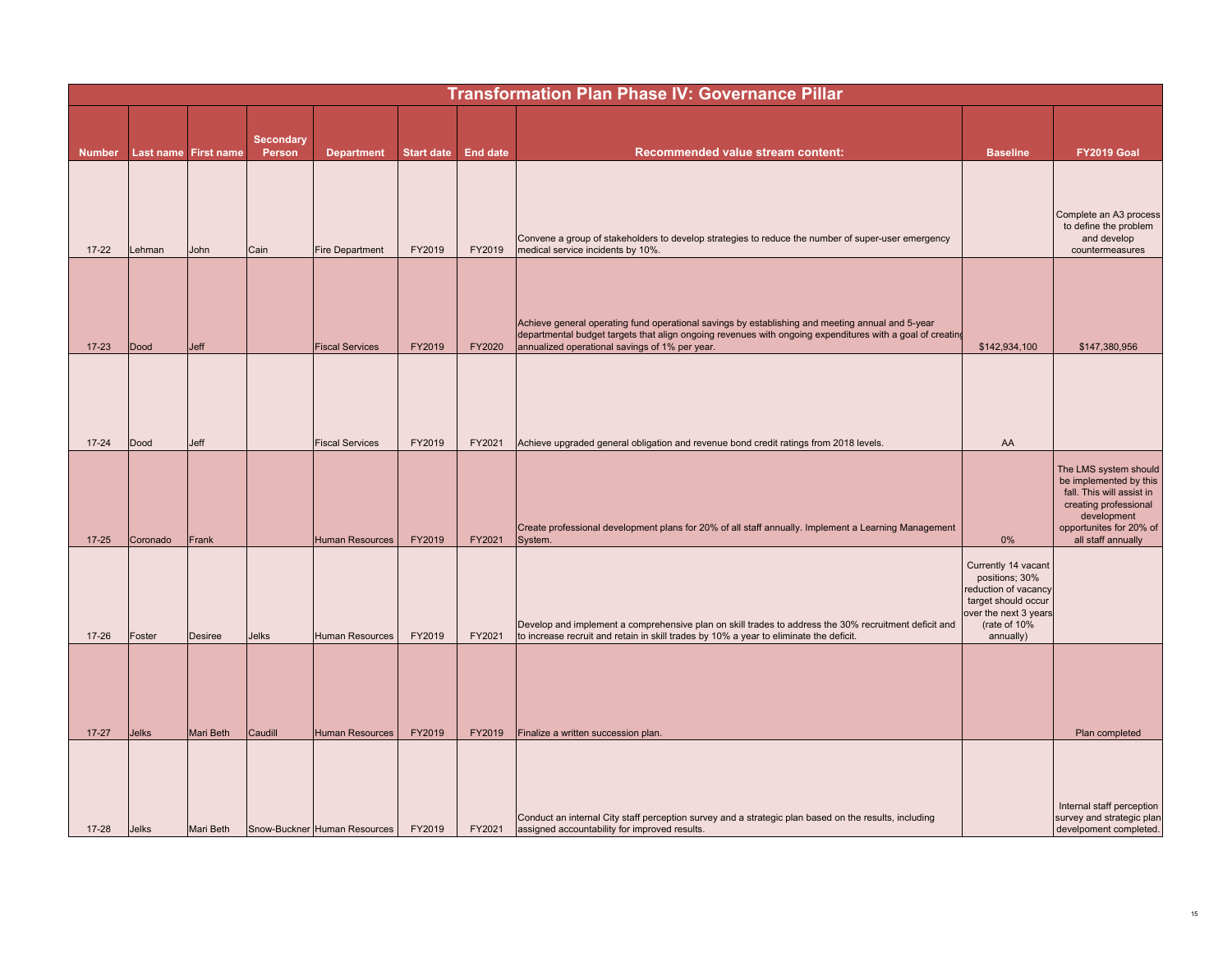# Transformation Plan Phase IV: Governance Pillar

| Number | Last name | First name | Secondary Person | Department | Start date | End date | Recommended value stream content: | Baseline | FY2019 Goal |
|---|---|---|---|---|---|---|---|---|---|
| 17-22 | Lehman | John | Cain | Fire Department | FY2019 | FY2019 | Convene a group of stakeholders to develop strategies to reduce the number of super-user emergency medical service incidents by 10%. | | Complete an A3 process to define the problem and develop countermeasures |
| 17-23 | Dood | Jeff | | Fiscal Services | FY2019 | FY2020 | Achieve general operating fund operational savings by establishing and meeting annual and 5-year departmental budget targets that align ongoing revenues with ongoing expenditures with a goal of creating annualized operational savings of 1% per year. | $142,934,100 | $147,380,956 |
| 17-24 | Dood | Jeff | | Fiscal Services | FY2019 | FY2021 | Achieve upgraded general obligation and revenue bond credit ratings from 2018 levels. | AA | |
| 17-25 | Coronado | Frank | | Human Resources | FY2019 | FY2021 | Create professional development plans for 20% of all staff annually. Implement a Learning Management System. | 0% | The LMS system should be implemented by this fall. This will assist in creating professional development opportunites for 20% of all staff annually |
| 17-26 | Foster | Desiree | Jelks | Human Resources | FY2019 | FY2021 | Develop and implement a comprehensive plan on skill trades to address the 30% recruitment deficit and to increase recruit and retain in skill trades by 10% a year to eliminate the deficit. | Currently 14 vacant positions; 30% reduction of vacancy target should occur over the next 3 years (rate of 10% annually) | |
| 17-27 | Jelks | Mari Beth | Caudill | Human Resources | FY2019 | FY2019 | Finalize a written succession plan. | | Plan completed |
| 17-28 | Jelks | Mari Beth | Snow-Buckner | Human Resources | FY2019 | FY2021 | Conduct an internal City staff perception survey and a strategic plan based on the results, including assigned accountability for improved results. | | Internal staff perception survey and strategic plan develpoment completed. |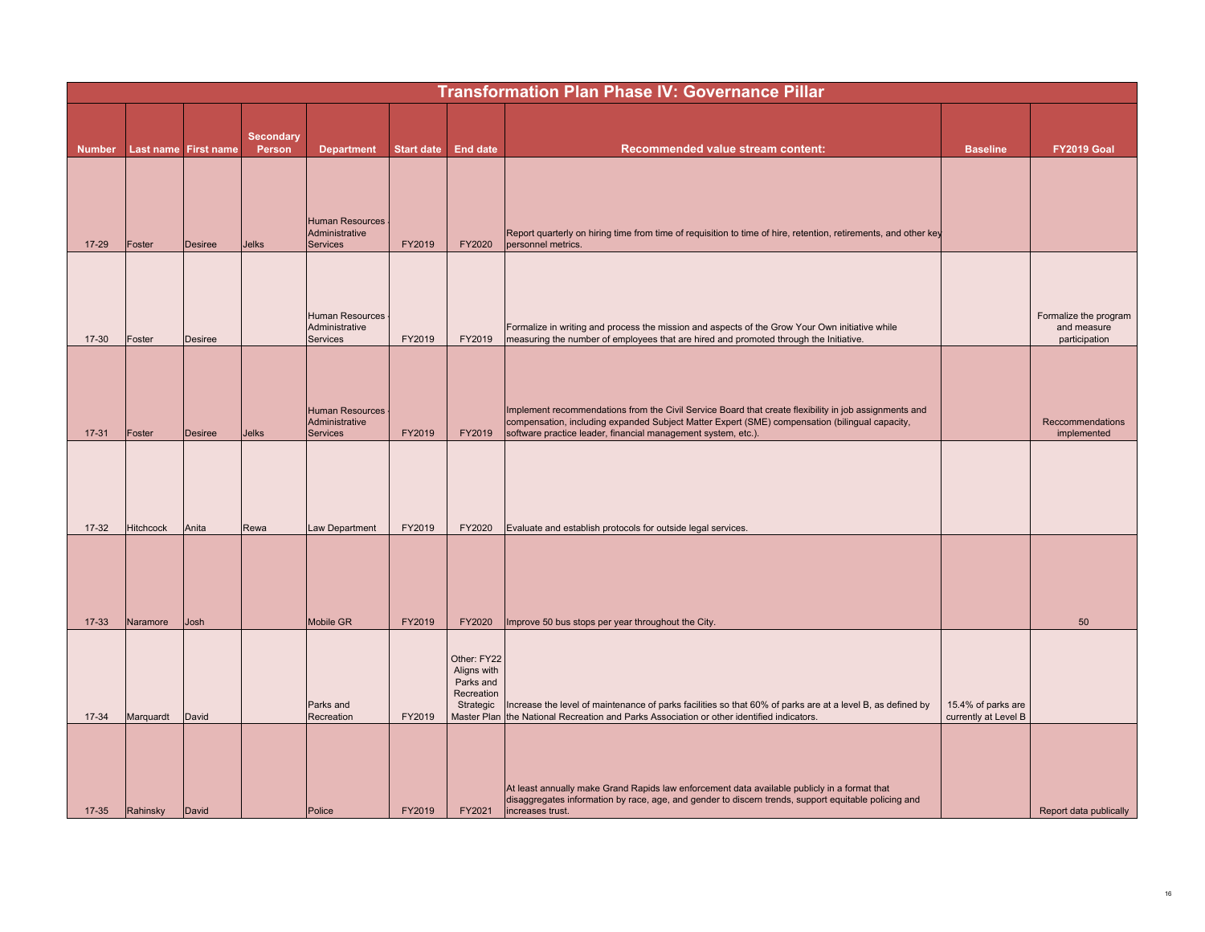| Transformation Plan Phase IV: Governance Pillar | | | | | | | | | |
|---|---|---|---|---|---|---|---|---|---|
| Number | Last name | First name | Secondary Person | Department | Start date | End date | Recommended value stream content: | Baseline | FY2019 Goal |
| 17-29 | Foster | Desiree | Jelks | Human Resources - Administrative Services | FY2019 | FY2020 | Report quarterly on hiring time from time of requisition to time of hire, retention, retirements, and other key personnel metrics. | | |
| 17-30 | Foster | Desiree | | Human Resources - Administrative Services | FY2019 | FY2019 | Formalize in writing and process the mission and aspects of the Grow Your Own initiative while measuring the number of employees that are hired and promoted through the Initiative. | | Formalize the program and measure participation |
| 17-31 | Foster | Desiree | Jelks | Human Resources - Administrative Services | FY2019 | FY2019 | Implement recommendations from the Civil Service Board that create flexibility in job assignments and compensation, including expanded Subject Matter Expert (SME) compensation (bilingual capacity, software practice leader, financial management system, etc.). | | Reccommendations implemented |
| 17-32 | Hitchcock | Anita | Rewa | Law Department | FY2019 | FY2020 | Evaluate and establish protocols for outside legal services. | | |
| 17-33 | Naramore | Josh | | Mobile GR | FY2019 | FY2020 | Improve 50 bus stops per year throughout the City. | | 50 |
| 17-34 | Marquardt | David | | Parks and Recreation | FY2019 | Other: FY22 Aligns with Parks and Recreation Strategic Master Plan | Increase the level of maintenance of parks facilities so that 60% of parks are at a level B, as defined by the National Recreation and Parks Association or other identified indicators. | 15.4% of parks are currently at Level B | |
| 17-35 | Rahinsky | David | | Police | FY2019 | FY2021 | At least annually make Grand Rapids law enforcement data available publicly in a format that disaggregates information by race, age, and gender to discern trends, support equitable policing and increases trust. | | Report data publically |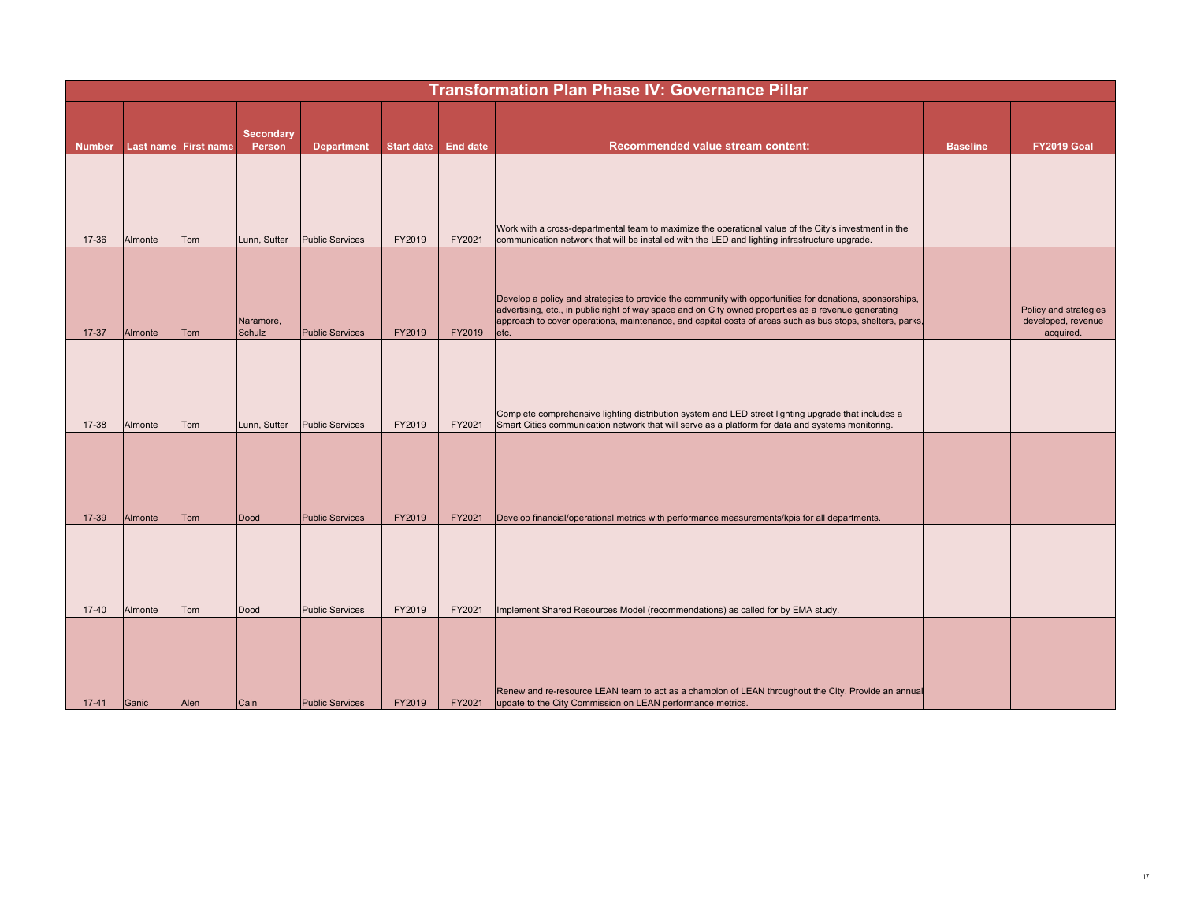| Transformation Plan Phase IV: Governance Pillar | | | | | | | | | |
|---|---|---|---|---|---|---|---|---|---|
| Number | Last name | First name | Secondary Person | Department | Start date | End date | Recommended value stream content: | Baseline | FY2019 Goal |
| 17-36 | Almonte | Tom | Lunn, Sutter | Public Services | FY2019 | FY2021 | Work with a cross-departmental team to maximize the operational value of the City's investment in the communication network that will be installed with the LED and lighting infrastructure upgrade. | | |
| 17-37 | Almonte | Tom | Naramore, Schulz | Public Services | FY2019 | FY2019 | Develop a policy and strategies to provide the community with opportunities for donations, sponsorships, advertising, etc., in public right of way space and on City owned properties as a revenue generating approach to cover operations, maintenance, and capital costs of areas such as bus stops, shelters, parks, etc. | | Policy and strategies developed, revenue acquired. |
| 17-38 | Almonte | Tom | Lunn, Sutter | Public Services | FY2019 | FY2021 | Complete comprehensive lighting distribution system and LED street lighting upgrade that includes a Smart Cities communication network that will serve as a platform for data and systems monitoring. | | |
| 17-39 | Almonte | Tom | Dood | Public Services | FY2019 | FY2021 | Develop financial/operational metrics with performance measurements/kpis for all departments. | | |
| 17-40 | Almonte | Tom | Dood | Public Services | FY2019 | FY2021 | Implement Shared Resources Model (recommendations) as called for by EMA study. | | |
| 17-41 | Ganic | Alen | Cain | Public Services | FY2019 | FY2021 | Renew and re-resource LEAN team to act as a champion of LEAN throughout the City. Provide an annual update to the City Commission on LEAN performance metrics. | | |